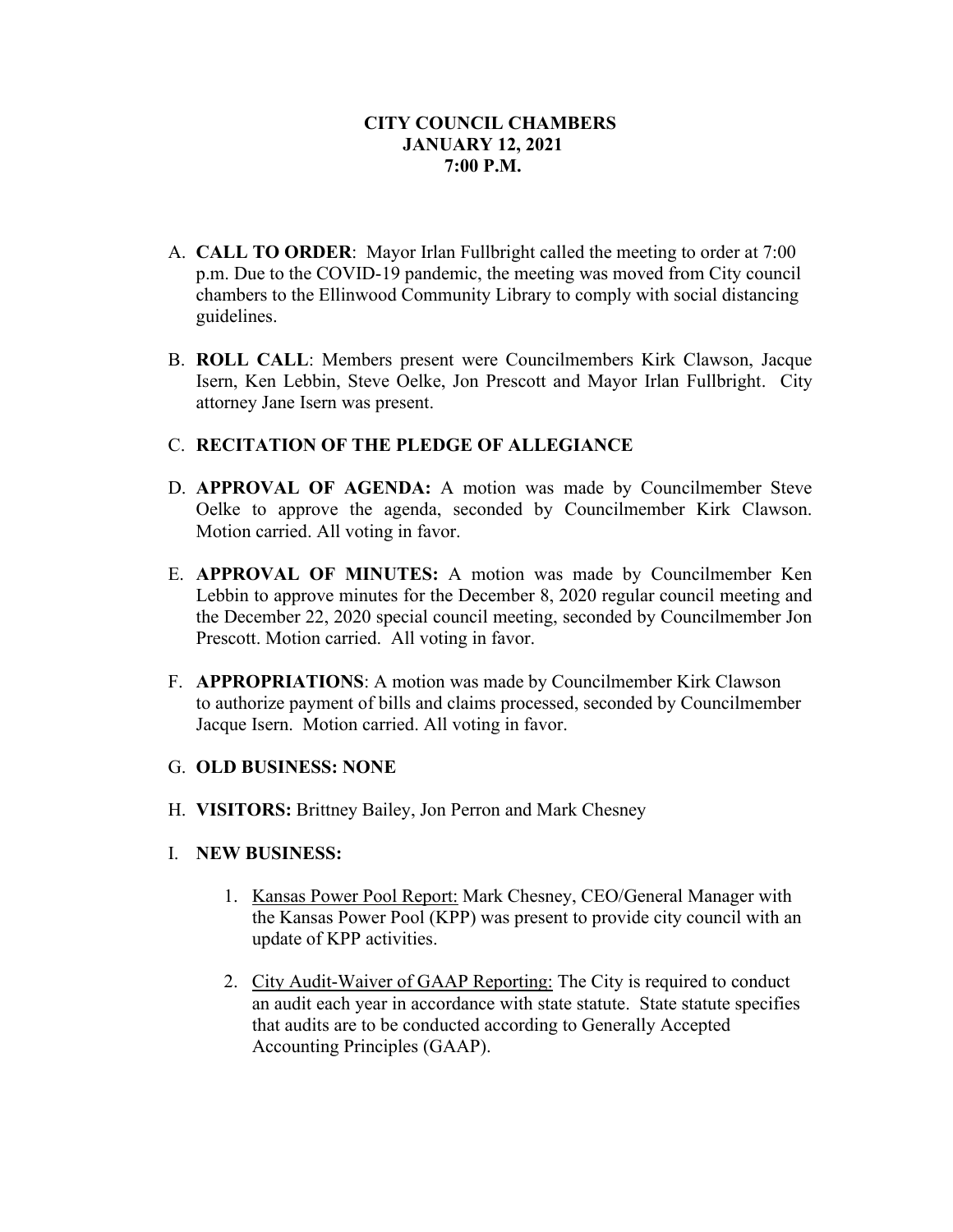**CITY COUNCIL CHAMBERS**
**JANUARY 12, 2021**
**7:00 P.M.**

A. **CALL TO ORDER**: Mayor Irlan Fullbright called the meeting to order at 7:00 p.m. Due to the COVID-19 pandemic, the meeting was moved from City council chambers to the Ellinwood Community Library to comply with social distancing guidelines.

B. **ROLL CALL**: Members present were Councilmembers Kirk Clawson, Jacque Isern, Ken Lebbin, Steve Oelke, Jon Prescott and Mayor Irlan Fullbright. City attorney Jane Isern was present.

C. **RECITATION OF THE PLEDGE OF ALLEGIANCE**

D. **APPROVAL OF AGENDA:** A motion was made by Councilmember Steve Oelke to approve the agenda, seconded by Councilmember Kirk Clawson. Motion carried. All voting in favor.

E. **APPROVAL OF MINUTES:** A motion was made by Councilmember Ken Lebbin to approve minutes for the December 8, 2020 regular council meeting and the December 22, 2020 special council meeting, seconded by Councilmember Jon Prescott. Motion carried. All voting in favor.

F. **APPROPRIATIONS**: A motion was made by Councilmember Kirk Clawson to authorize payment of bills and claims processed, seconded by Councilmember Jacque Isern. Motion carried. All voting in favor.

G. **OLD BUSINESS: NONE**

H. **VISITORS:** Brittney Bailey, Jon Perron and Mark Chesney

I. **NEW BUSINESS:**

1. Kansas Power Pool Report: Mark Chesney, CEO/General Manager with the Kansas Power Pool (KPP) was present to provide city council with an update of KPP activities.

2. City Audit-Waiver of GAAP Reporting: The City is required to conduct an audit each year in accordance with state statute. State statute specifies that audits are to be conducted according to Generally Accepted Accounting Principles (GAAP).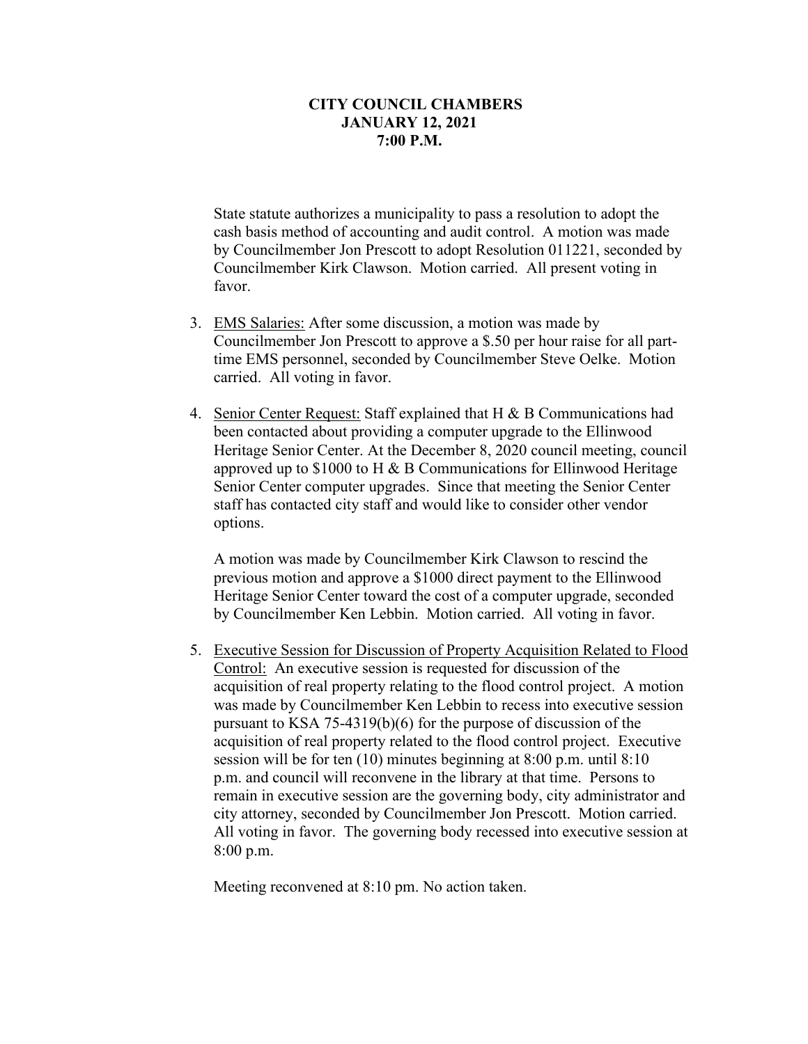**CITY COUNCIL CHAMBERS**
**JANUARY 12, 2021**
**7:00 P.M.**

State statute authorizes a municipality to pass a resolution to adopt the cash basis method of accounting and audit control. A motion was made by Councilmember Jon Prescott to adopt Resolution 011221, seconded by Councilmember Kirk Clawson. Motion carried. All present voting in favor.

3. EMS Salaries: After some discussion, a motion was made by Councilmember Jon Prescott to approve a $.50 per hour raise for all part-time EMS personnel, seconded by Councilmember Steve Oelke. Motion carried. All voting in favor.

4. Senior Center Request: Staff explained that H & B Communications had been contacted about providing a computer upgrade to the Ellinwood Heritage Senior Center. At the December 8, 2020 council meeting, council approved up to $1000 to H & B Communications for Ellinwood Heritage Senior Center computer upgrades. Since that meeting the Senior Center staff has contacted city staff and would like to consider other vendor options.

   A motion was made by Councilmember Kirk Clawson to rescind the previous motion and approve a $1000 direct payment to the Ellinwood Heritage Senior Center toward the cost of a computer upgrade, seconded by Councilmember Ken Lebbin. Motion carried. All voting in favor.

5. Executive Session for Discussion of Property Acquisition Related to Flood Control: An executive session is requested for discussion of the acquisition of real property relating to the flood control project. A motion was made by Councilmember Ken Lebbin to recess into executive session pursuant to KSA 75-4319(b)(6) for the purpose of discussion of the acquisition of real property related to the flood control project. Executive session will be for ten (10) minutes beginning at 8:00 p.m. until 8:10 p.m. and council will reconvene in the library at that time. Persons to remain in executive session are the governing body, city administrator and city attorney, seconded by Councilmember Jon Prescott. Motion carried. All voting in favor. The governing body recessed into executive session at 8:00 p.m.

   Meeting reconvened at 8:10 pm. No action taken.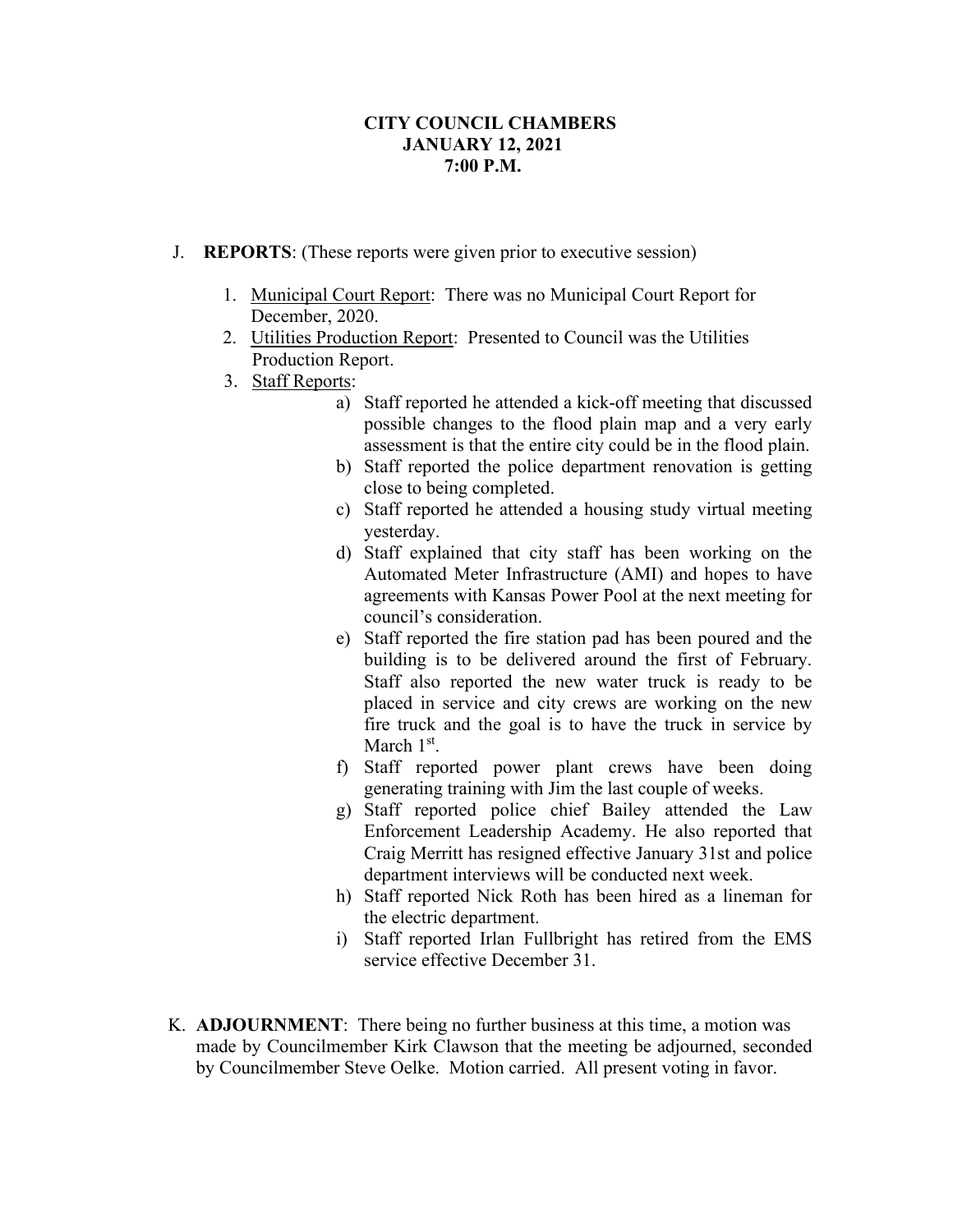**CITY COUNCIL CHAMBERS**
**JANUARY 12, 2021**
**7:00 P.M.**

J. **REPORTS**: (These reports were given prior to executive session)

1. Municipal Court Report: There was no Municipal Court Report for December, 2020.
2. Utilities Production Report: Presented to Council was the Utilities Production Report.
3. Staff Reports:
   a) Staff reported he attended a kick-off meeting that discussed possible changes to the flood plain map and a very early assessment is that the entire city could be in the flood plain.
   b) Staff reported the police department renovation is getting close to being completed.
   c) Staff reported he attended a housing study virtual meeting yesterday.
   d) Staff explained that city staff has been working on the Automated Meter Infrastructure (AMI) and hopes to have agreements with Kansas Power Pool at the next meeting for council's consideration.
   e) Staff reported the fire station pad has been poured and the building is to be delivered around the first of February. Staff also reported the new water truck is ready to be placed in service and city crews are working on the new fire truck and the goal is to have the truck in service by March 1st.
   f) Staff reported power plant crews have been doing generating training with Jim the last couple of weeks.
   g) Staff reported police chief Bailey attended the Law Enforcement Leadership Academy. He also reported that Craig Merritt has resigned effective January 31st and police department interviews will be conducted next week.
   h) Staff reported Nick Roth has been hired as a lineman for the electric department.
   i) Staff reported Irlan Fullbright has retired from the EMS service effective December 31.

K. **ADJOURNMENT**: There being no further business at this time, a motion was made by Councilmember Kirk Clawson that the meeting be adjourned, seconded by Councilmember Steve Oelke. Motion carried. All present voting in favor.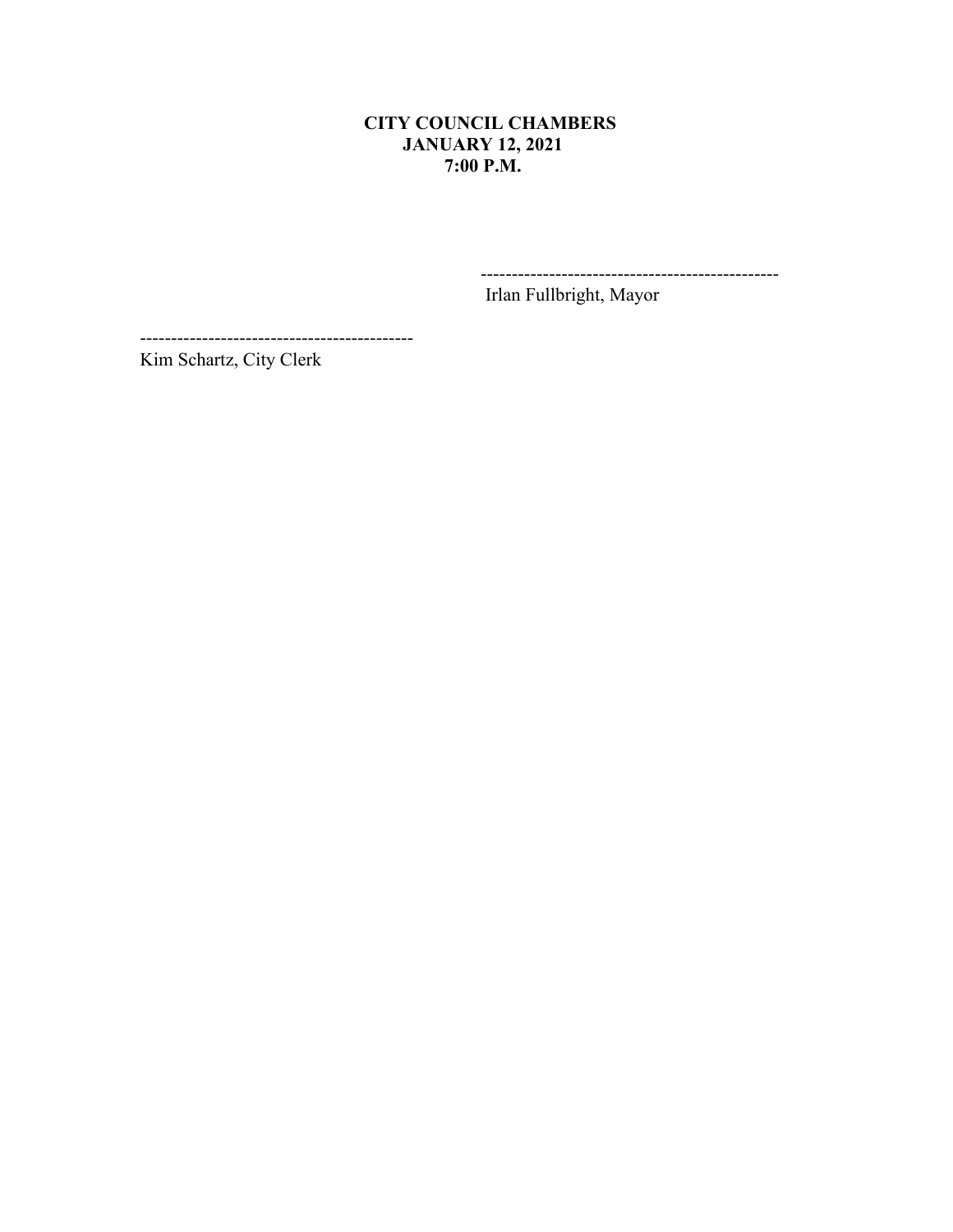**CITY COUNCIL CHAMBERS**
**JANUARY 12, 2021**
**7:00 P.M.**

------------------------------------------------
Irlan Fullbright, Mayor

--------------------------------------------
Kim Schartz, City Clerk